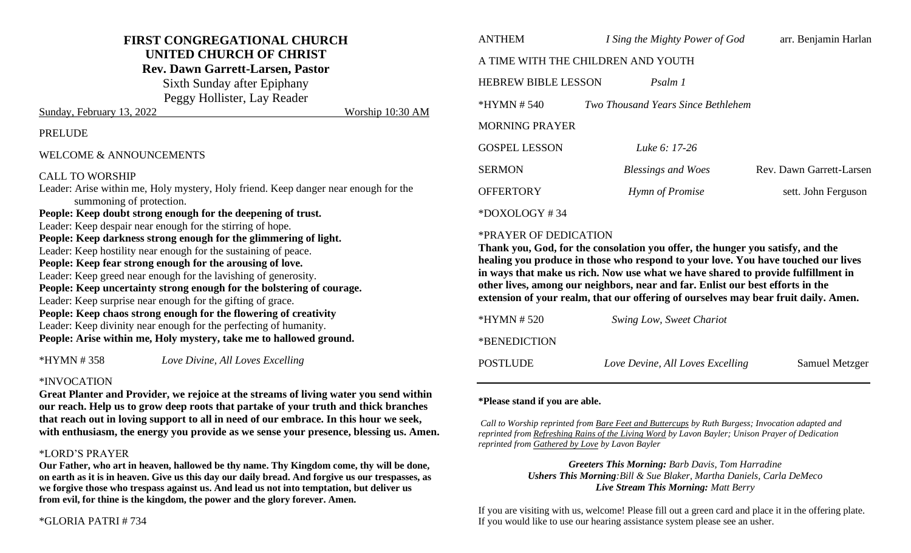# FIRST CONGREGATIONAL CHURCH
## UNITED CHURCH OF CHRIST
**Rev. Dawn Garrett-Larsen, Pastor**

Sixth Sunday after Epiphany

Peggy Hollister, Lay Reader

Sunday, February 13, 2022 Worship 10:30 AM

PRELUDE

WELCOME & ANNOUNCEMENTS

CALL TO WORSHIP

Leader: Arise within me, Holy mystery, Holy friend. Keep danger near enough for the summoning of protection.

**People: Keep doubt strong enough for the deepening of trust.**

Leader: Keep despair near enough for the stirring of hope.

**People: Keep darkness strong enough for the glimmering of light.**

Leader: Keep hostility near enough for the sustaining of peace.

**People: Keep fear strong enough for the arousing of love.**

Leader: Keep greed near enough for the lavishing of generosity.

**People: Keep uncertainty strong enough for the bolstering of courage.**

Leader: Keep surprise near enough for the gifting of grace.

**People: Keep chaos strong enough for the flowering of creativity**

Leader: Keep divinity near enough for the perfecting of humanity.

**People: Arise within me, Holy mystery, take me to hallowed ground.**

*HYMN # 358 *Love Divine, All Loves Excelling*

*INVOCATION

**Great Planter and Provider, we rejoice at the streams of living water you send within our reach. Help us to grow deep roots that partake of your truth and thick branches that reach out in loving support to all in need of our embrace. In this hour we seek, with enthusiasm, the energy you provide as we sense your presence, blessing us. Amen.**

*LORD'S PRAYER

**Our Father, who art in heaven, hallowed be thy name. Thy Kingdom come, thy will be done, on earth as it is in heaven. Give us this day our daily bread. And forgive us our trespasses, as we forgive those who trespass against us. And lead us not into temptation, but deliver us from evil, for thine is the kingdom, the power and the glory forever. Amen.**

*GLORIA PATRI # 734

ANTHEM *I Sing the Mighty Power of God* arr. Benjamin Harlan

A TIME WITH THE CHILDREN AND YOUTH

HEBREW BIBLE LESSON *Psalm 1*

*HYMN # 540 *Two Thousand Years Since Bethlehem*

MORNING PRAYER

GOSPEL LESSON *Luke 6: 17-26*

SERMON *Blessings and Woes* Rev. Dawn Garrett-Larsen

OFFERTORY *Hymn of Promise* sett. John Ferguson

*DOXOLOGY # 34

*PRAYER OF DEDICATION

**Thank you, God, for the consolation you offer, the hunger you satisfy, and the healing you produce in those who respond to your love. You have touched our lives in ways that make us rich. Now use what we have shared to provide fulfillment in other lives, among our neighbors, near and far. Enlist our best efforts in the extension of your realm, that our offering of ourselves may bear fruit daily. Amen.**

*HYMN # 520 *Swing Low, Sweet Chariot*

*BENEDICTION

POSTLUDE *Love Devine, All Loves Excelling* Samuel Metzger

---

**\*Please stand if you are able.**

*Call to Worship reprinted from Bare Feet and Buttercups by Ruth Burgess; Invocation adapted and reprinted from Refreshing Rains of the Living Word by Lavon Bayler; Unison Prayer of Dedication reprinted from Gathered by Love by Lavon Bayler*

***Greeters This Morning:** Barb Davis, Tom Harradine*

***Ushers This Morning**:Bill & Sue Blaker, Martha Daniels, Carla DeMeco*

***Live Stream This Morning:** Matt Berry*

If you are visiting with us, welcome! Please fill out a green card and place it in the offering plate. If you would like to use our hearing assistance system please see an usher.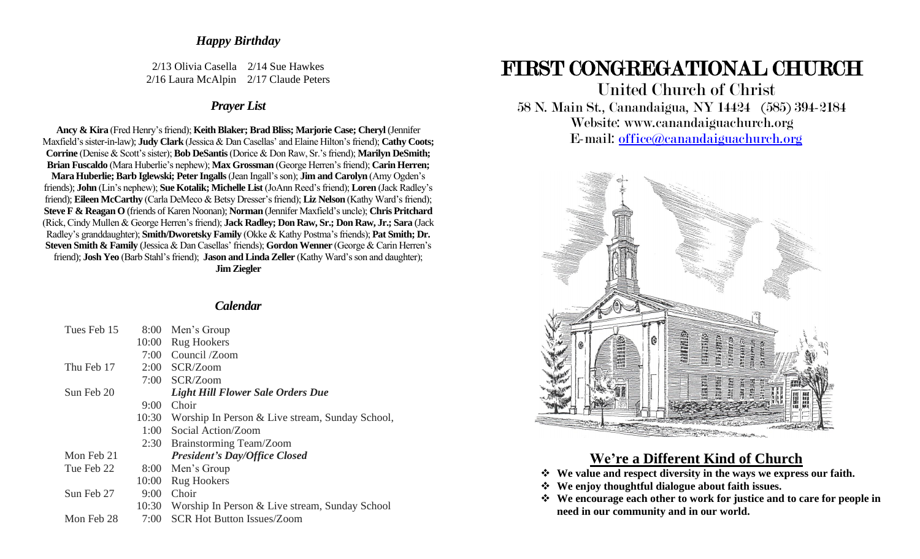### *Happy Birthday*

2/13 Olivia Casella 2/14 Sue Hawkes
2/16 Laura McAlpin 2/17 Claude Peters

### *Prayer List*

**Ancy & Kira** (Fred Henry's friend); **Keith Blaker; Brad Bliss; Marjorie Case; Cheryl** (Jennifer Maxfield's sister-in-law); **Judy Clark** (Jessica & Dan Casellas' and Elaine Hilton's friend); **Cathy Coots; Corrine** (Denise & Scott's sister); **Bob DeSantis** (Dorice & Don Raw, Sr.'s friend); **Marilyn DeSmith; Brian Fuscaldo** (Mara Huberlie's nephew); **Max Grossman** (George Herren's friend); **Carin Herren; Mara Huberlie; Barb Iglewski; Peter Ingalls** (Jean Ingall's son); **Jim and Carolyn** (Amy Ogden's friends); **John** (Lin's nephew); **Sue Kotalik; Michelle List** (JoAnn Reed's friend); **Loren** (Jack Radley's friend); **Eileen McCarthy** (Carla DeMeco & Betsy Dresser's friend); **Liz Nelson** (Kathy Ward's friend); **Steve F & Reagan O** (friends of Karen Noonan); **Norman** (Jennifer Maxfield's uncle); **Chris Pritchard** (Rick, Cindy Mullen & George Herren's friend); **Jack Radley; Don Raw, Sr.; Don Raw, Jr.; Sara** (Jack Radley's granddaughter); **Smith/Dworetsky Family** (Okke & Kathy Postma's friends); **Pat Smith; Dr. Steven Smith & Family** (Jessica & Dan Casellas' friends); **Gordon Wenner** (George & Carin Herren's friend); **Josh Yeo** (Barb Stahl's friend); **Jason and Linda Zeller** (Kathy Ward's son and daughter); **Jim Ziegler**

### *Calendar*

| | | |
|---|---|---|
| Tues Feb 15 | 8:00 | Men's Group |
| | 10:00 | Rug Hookers |
| | 7:00 | Council /Zoom |
| Thu Feb 17 | 2:00 | SCR/Zoom |
| | 7:00 | SCR/Zoom |
| Sun Feb 20 | | ***Light Hill Flower Sale Orders Due*** |
| | 9:00 | Choir |
| | 10:30 | Worship In Person & Live stream, Sunday School, |
| | 1:00 | Social Action/Zoom |
| | 2:30 | Brainstorming Team/Zoom |
| Mon Feb 21 | | ***President's Day/Office Closed*** |
| Tue Feb 22 | 8:00 | Men's Group |
| | 10:00 | Rug Hookers |
| Sun Feb 27 | 9:00 | Choir |
| | 10:30 | Worship In Person & Live stream, Sunday School |
| Mon Feb 28 | 7:00 | SCR Hot Button Issues/Zoom |

# FIRST CONGREGATIONAL CHURCH

United Church of Christ
58 N. Main St., Canandaigua, NY 14424 (585) 394-2184
Website: www.canandaiguachurch.org
E-mail: office@canandaiguachurch.org

## We're a Different Kind of Church

- **We value and respect diversity in the ways we express our faith.**
- **We enjoy thoughtful dialogue about faith issues.**
- **We encourage each other to work for justice and to care for people in need in our community and in our world.**